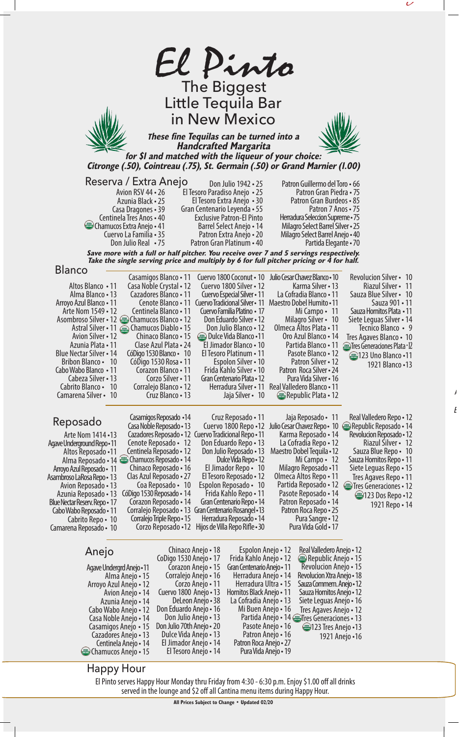# El Pinto

## The Biggest Little Tequila Bar in New Mexico

***These fine Tequilas can be turned into a Handcrafted Margarita for $1 and matched with the liqueur of your choice: Citronge (.50), Cointreau (.75), St. Germain (.50) or Grand Marnier (1.00)***

## Reserva / Extra Anejo

Avion RSV 44 • 26
Azunia Black • 25
Casa Dragones • 39
Centinela Tres Anos • 40
Chamucos Extra Anejo • 41
Cuervo La Familia • 35
Don Julio Real • 75
Don Julio 1942 • 25
El Tesoro Paradiso Anejo • 25
El Tesoro Extra Anejo • 30
Gran Centenario Leyenda • 55
Exclusive Patron-El Pinto
Barrel Select Anejo • 14
Patron Extra Anejo • 20
Patron Gran Platinum • 40
Patron Guillermo del Toro • 66
Patron Gran Piedra • 75
Patron Gran Burdeos • 85
Patron 7 Anos • 75
Herradura Seleccion Supreme • 75
Milagro Select Barrel Silver • 25
Milagro Select Barrel Anejo • 40
Partida Elegante • 70

***Save more with a full or half pitcher. You receive over 7 and 5 servings respectively. Take the single serving price and multiply by 6 for full pitcher pricing or 4 for half.***

## Blanco

Altos Blanco • 11
Alma Blanco • 13
Arroyo Azul Blanco • 11
Arte Nom 1549 • 12
Asombroso Silver • 12
Astral Silver • 11
Avion Silver • 12
Azunia Plata • 11
Blue Nectar Silver • 14
Bribon Blanco • 10
Cabo Wabo Blanco • 11
Cabeza Silver • 13
Cabrito Blanco • 10
Camarena Silver • 10
Casamigos Blanco • 11
Casa Noble Crystal • 12
Cazadores Blanco • 11
Cenote Blanco • 11
Centinela Blanco • 11
Chamucos Blanco • 12
Chamucos Diablo • 15
Chinaco Blanco • 15
Clase Azul Plata • 24
CóDigo 1530 Blanco • 10
CóDigo 1530 Rosa • 11
Corazon Blanco • 11
Corzo Silver • 11
Corralejo Blanco • 12
Cruz Blanco • 13
Cuervo 1800 Coconut • 10
Cuervo 1800 Silver • 12
Cuervo Especial Silver • 11
Cuervo Tradicional Silver • 11
Cuervo Familia Platino • 17
Don Eduardo Silver • 12
Don Julio Blanco • 12
Dulce Vida Blanco • 11
El Jimador Blanco • 10
El Tesoro Platinum • 11
Espolon Silver • 10
Frida Kahlo Silver • 10
Gran Centenario Plata • 12
Herradura Silver • 11
Jaja Silver • 10
Julio Cesar Chavez Blanco • 10
Karma Silver • 13
La Cofradia Blanco • 11
Maestro Dobel Humito • 11
Mi Campo • 11
Milagro Silver • 10
Olmeca Altos Plata • 11
Oro Azul Blanco • 14
Partida Blanco • 11
Pasote Blanco • 12
Patron Silver • 12
Patron Roca Silver • 24
Pura Vida Silver • 16
Real Valledero Blanco • 11
Republic Plata • 12
Revolucion Silver • 10
Riazul Silver • 11
Sauza Blue Silver • 10
Sauza 901 • 11
Sauza Hornitos Plata • 11
Siete Leguas Silver • 14
Tecnico Blanco • 9
Tres Agaves Blanco • 10
Tres Generaciones Plata • 12
123 Uno Blanco • 11
1921 Blanco • 13

## Reposado

Arte Nom 1414 • 13
Agave Underground Repo • 11
Altos Reposado • 11
Alma Reposado • 14
Arroyo Azul Reposado • 11
Asambroso La Rosa Repo • 13
Avion Reposado • 13
Azunia Reposado • 13
Blue Nectar Reserv. Repo • 17
Cabo Wabo Reposado • 11
Cabrito Repo • 10
Camarena Reposado • 10
Casamigos Reposado • 14
Casa Noble Reposado • 13
Cazadores Reposado • 12
Cenote Reposado • 12
Centinela Reposado • 12
Chamucos Reposado • 14
Chinaco Reposado • 16
Clas Azul Reposado • 27
Coa Reposado • 10
CóDigo 1530 Reposado • 14
Corazon Reposado • 14
Corralejo Reposado • 13
Corralejo Triple Repo • 15
Corzo Reposado • 12
Cruz Reposado • 11
Cuervo 1800 Repo • 12
Cuervo Tradicional Repo • 11
Don Eduardo Repo • 13
Don Julio Reposado • 13
Dulce Vida Repo • 12
El Jimador Repo • 10
El Tesoro Reposado • 12
Espolon Reposado • 10
Frida Kahlo Repo • 11
Gran Centenario Repo • 14
Gran Centenario Rosangel • 13
Herradura Reposado • 14
Hijos de Villa Repo Rifle • 30
Jaja Reposado • 11
Julio Cesar Chavez Repo • 10
Karma Reposado • 14
La Cofradia Repo • 12
Maestro Dobel Tequila • 12
Mi Campo • 12
Milagro Reposado • 11
Olmeca Altos Repo • 11
Partida Reposado • 12
Pasote Reposado • 14
Patron Reposado • 14
Patron Roca Repo • 25
Pura Sangre • 12
Pura Vida Gold • 17
Real Valledero Repo • 12
Republic Reposado • 14
Revolucion Reposado • 12
Riazul Silver • 12
Sauza Blue Repo • 10
Sauza Hornitos Repo • 11
Siete Leguas Repo • 15
Tres Agaves Repo • 11
Tres Generaciones • 12
123 Dos Repo • 12
1921 Repo • 14

## Anejo

Agave Undergrd Anejo • 11
Alma Anejo • 15
Arroyo Azul Anejo • 12
Avion Anejo • 14
Azunia Anejo • 14
Cabo Wabo Anejo • 12
Casa Noble Anejo • 14
Casamigos Anejo • 15
Cazadores Anejo • 13
Centinela Anejo • 14
Chamucos Anejo • 15
Chinaco Anejo • 18
CoDigo 1530 Anejo • 17
Corazon Anejo • 15
Corralejo Anejo • 16
Corzo Anejo • 11
Cuervo 1800 Anejo • 13
DeLeon Anejo • 38
Don Eduardo Anejo • 16
Don Julio Anejo • 13
Don Julio 70th Anejo • 20
Dulce Vida Anejo • 13
El Jimador Anejo • 14
El Tesoro Anejo • 14
Espolon Anejo • 12
Frida Kahlo Anejo • 12
Gran Centenario Anejo • 11
Herradura Anejo • 14
Herradura Ultra • 15
Hornitos Black Anejo • 11
La Cofradia Anejo • 13
Mi Buen Anejo • 16
Partida Anejo • 14
Pasote Anejo • 16
Patron Anejo • 16
Patron Roca Anejo • 27
Pura Vida Anejo • 19
Real Valledero Anejo • 12
Republic Anejo • 15
Revolucion Anejo • 15
Revolucion Xtra Anejo • 18
Sauza Commem. Anejo • 12
Sauza Hornitos Anejo • 12
Siete Leguas Anejo • 16
Tres Agaves Anejo • 12
Tres Generaciones • 13
123 Tres Anejo • 13
1921 Anejo • 16

## Happy Hour

El Pinto serves Happy Hour Monday thru Friday from 4:30 - 6:30 p.m. Enjoy $1.00 off all drinks served in the lounge and $2 off all Cantina menu items during Happy Hour.

**All Prices Subject to Change • Updated 02/20**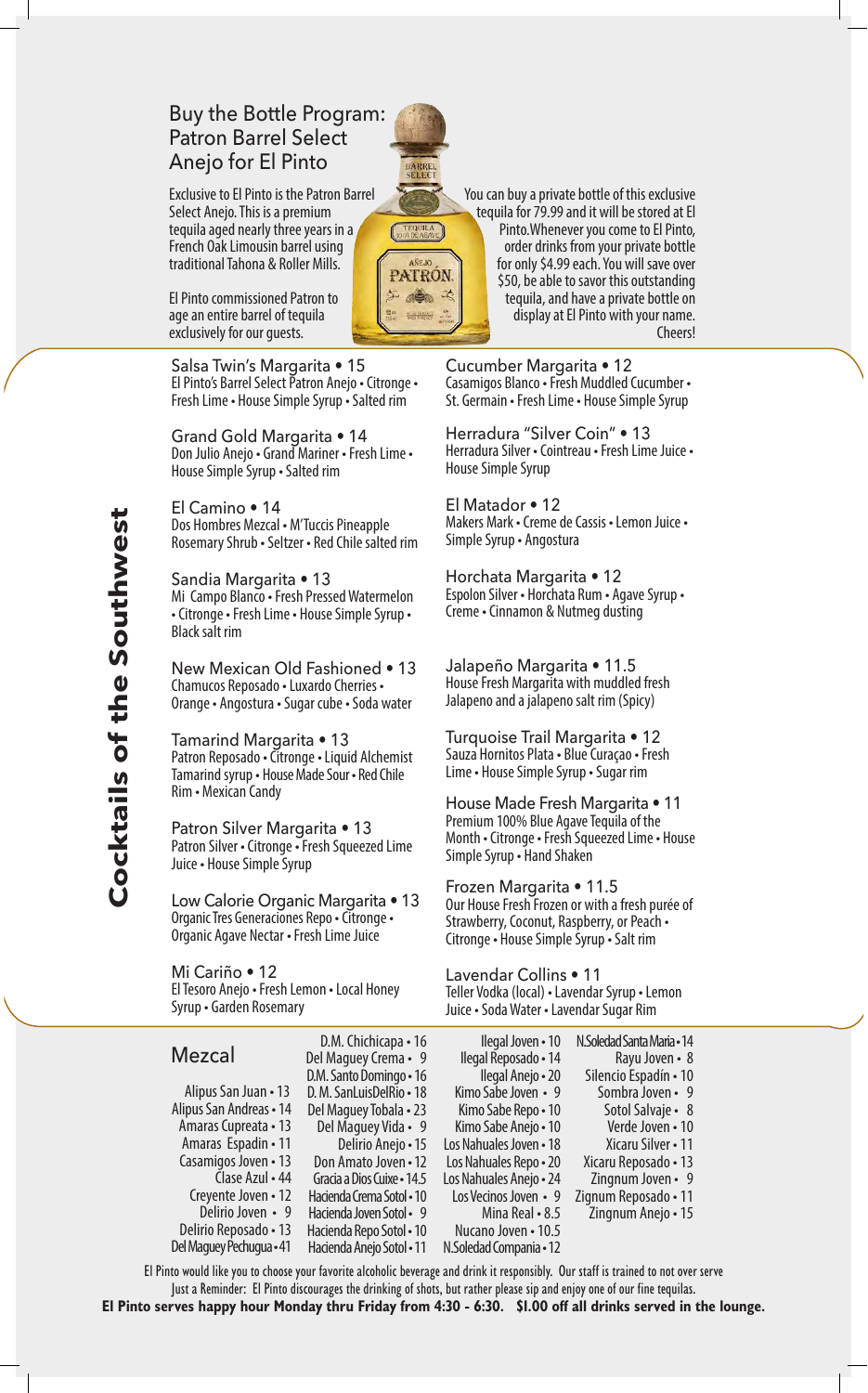## Buy the Bottle Program: Patron Barrel Select Anejo for El Pinto

Exclusive to El Pinto is the Patron Barrel Select Anejo. This is a premium tequila aged nearly three years in a French Oak Limousin barrel using traditional Tahona & Roller Mills.

El Pinto commissioned Patron to age an entire barrel of tequila exclusively for our guests.

You can buy a private bottle of this exclusive tequila for 79.99 and it will be stored at El Pinto.Whenever you come to El Pinto, order drinks from your private bottle for only $4.99 each. You will save over $50, be able to savor this outstanding tequila, and have a private bottle on display at El Pinto with your name. Cheers!

## Cocktails of the Southwest

**Salsa Twin's Margarita • 15**
El Pinto's Barrel Select Patron Anejo • Citronge • Fresh Lime • House Simple Syrup • Salted rim

**Grand Gold Margarita • 14**
Don Julio Anejo • Grand Mariner • Fresh Lime • House Simple Syrup • Salted rim

**El Camino • 14**
Dos Hombres Mezcal • M'Tuccis Pineapple Rosemary Shrub • Seltzer • Red Chile salted rim

**Sandia Margarita • 13**
Mi Campo Blanco • Fresh Pressed Watermelon • Citronge • Fresh Lime • House Simple Syrup • Black salt rim

**New Mexican Old Fashioned • 13**
Chamucos Reposado • Luxardo Cherries • Orange • Angostura • Sugar cube • Soda water

**Tamarind Margarita • 13**
Patron Reposado • Citronge • Liquid Alchemist Tamarind syrup • House Made Sour • Red Chile Rim • Mexican Candy

**Patron Silver Margarita • 13**
Patron Silver • Citronge • Fresh Squeezed Lime Juice • House Simple Syrup

**Low Calorie Organic Margarita • 13**
Organic Tres Generaciones Repo • Citronge • Organic Agave Nectar • Fresh Lime Juice

**Mi Cariño • 12**
El Tesoro Anejo • Fresh Lemon • Local Honey Syrup • Garden Rosemary

**Cucumber Margarita • 12**
Casamigos Blanco • Fresh Muddled Cucumber • St. Germain • Fresh Lime • House Simple Syrup

**Herradura "Silver Coin" • 13**
Herradura Silver • Cointreau • Fresh Lime Juice • House Simple Syrup

**El Matador • 12**
Makers Mark • Creme de Cassis • Lemon Juice • Simple Syrup • Angostura

**Horchata Margarita • 12**
Espolon Silver • Horchata Rum • Agave Syrup • Creme • Cinnamon & Nutmeg dusting

**Jalapeño Margarita • 11.5**
House Fresh Margarita with muddled fresh Jalapeno and a jalapeno salt rim (Spicy)

**Turquoise Trail Margarita • 12**
Sauza Hornitos Plata • Blue Curaçao • Fresh Lime • House Simple Syrup • Sugar rim

**House Made Fresh Margarita • 11**
Premium 100% Blue Agave Tequila of the Month • Citronge • Fresh Squeezed Lime • House Simple Syrup • Hand Shaken

**Frozen Margarita • 11.5**
Our House Fresh Frozen or with a fresh purée of Strawberry, Coconut, Raspberry, or Peach • Citronge • House Simple Syrup • Salt rim

**Lavendar Collins • 11**
Teller Vodka (local) • Lavendar Syrup • Lemon Juice • Soda Water • Lavendar Sugar Rim

## Mezcal

Alipus San Juan • 13
Alipus San Andreas • 14
Amaras Cupreata • 13
Amaras Espadin • 11
Casamigos Joven • 13
Clase Azul • 44
Creyente Joven • 12
Delirio Joven • 9
Delirio Reposado • 13
Del Maguey Pechugua • 41
D.M. Chichicapa • 16
Del Maguey Crema • 9
D.M. Santo Domingo • 16
D. M. SanLuisDelRio • 18
Del Maguey Tobala • 23
Del Maguey Vida • 9
Delirio Anejo • 15
Don Amato Joven • 12
Gracia a Dios Cuixe • 14.5
Hacienda Crema Sotol • 10
Hacienda Joven Sotol • 9
Hacienda Repo Sotol • 10
Hacienda Anejo Sotol • 11
Ilegal Joven • 10
Ilegal Reposado • 14
Ilegal Anejo • 20
Kimo Sabe Joven • 9
Kimo Sabe Repo • 10
Kimo Sabe Anejo • 10
Los Nahuales Joven • 18
Los Nahuales Repo • 20
Los Nahuales Anejo • 24
Los Vecinos Joven • 9
Mina Real • 8.5
Nucano Joven • 10.5
N.Soledad Compania • 12
N.Soledad Santa Maria • 14
Rayu Joven • 8
Silencio Espadín • 10
Sombra Joven • 9
Sotol Salvaje • 8
Verde Joven • 10
Xicaru Silver • 11
Xicaru Reposado • 13
Zingnum Joven • 9
Zignum Reposado • 11
Zingnum Anejo • 15

El Pinto would like you to choose your favorite alcoholic beverage and drink it responsibly. Our staff is trained to not over serve
Just a Reminder: El Pinto discourages the drinking of shots, but rather please sip and enjoy one of our fine tequilas.

**El Pinto serves happy hour Monday thru Friday from 4:30 - 6:30. $1.00 off all drinks served in the lounge.**